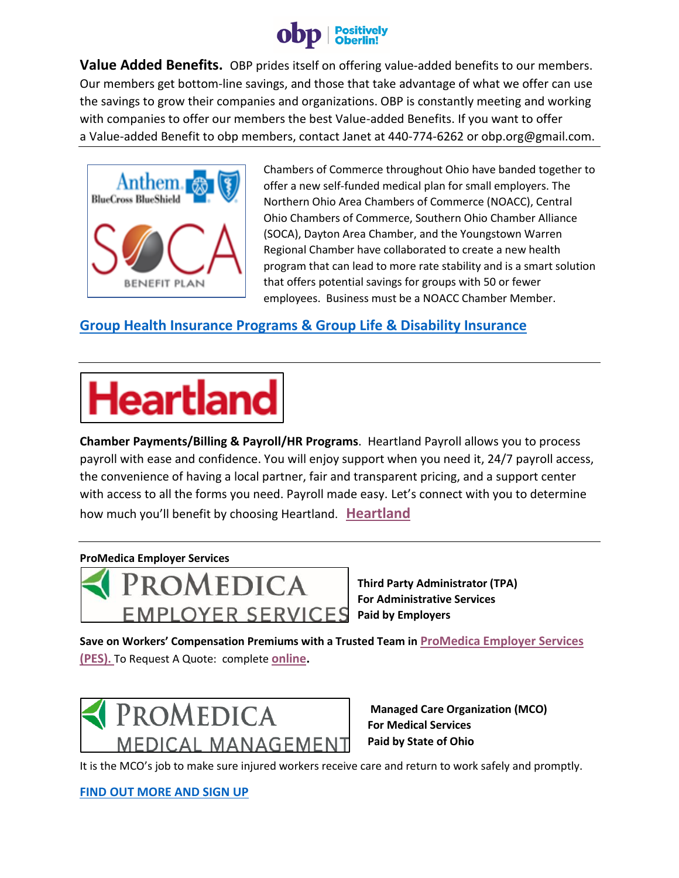**Value Added Benefits.** OBP prides itself on offering value-added benefits to our members. Our members get bottom-line savings, and those that take advantage of what we offer can use the savings to grow their companies and organizations. OBP is constantly meeting and working with companies to offer our members the best Value-added Benefits. If you want to offer a Value-added Benefit to obp members, contact Janet at 440-774-6262 or obp.org@gmail.com.

---

Chambers of Commerce throughout Ohio have banded together to offer a new self-funded medical plan for small employers. The Northern Ohio Area Chambers of Commerce (NOACC), Central Ohio Chambers of Commerce, Southern Ohio Chamber Alliance (SOCA), Dayton Area Chamber, and the Youngstown Warren Regional Chamber have collaborated to create a new health program that can lead to more rate stability and is a smart solution that offers potential savings for groups with 50 or fewer employees. Business must be a NOACC Chamber Member.

**Group Health Insurance Programs & Group Life & Disability Insurance**

---

**Chamber Payments/Billing & Payroll/HR Programs**. Heartland Payroll allows you to process payroll with ease and confidence. You will enjoy support when you need it, 24/7 payroll access, the convenience of having a local partner, fair and transparent pricing, and a support center with access to all the forms you need. Payroll made easy. Let's connect with you to determine how much you'll benefit by choosing Heartland. **Heartland**

---

**ProMedica Employer Services**

**Third Party Administrator (TPA)**
**For Administrative Services**
**Paid by Employers**

**Save on Workers' Compensation Premiums with a Trusted Team in ProMedica Employer Services (PES).** To Request A Quote: complete **online**.

**Managed Care Organization (MCO)**
**For Medical Services**
**Paid by State of Ohio**

It is the MCO's job to make sure injured workers receive care and return to work safely and promptly.

**FIND OUT MORE AND SIGN UP**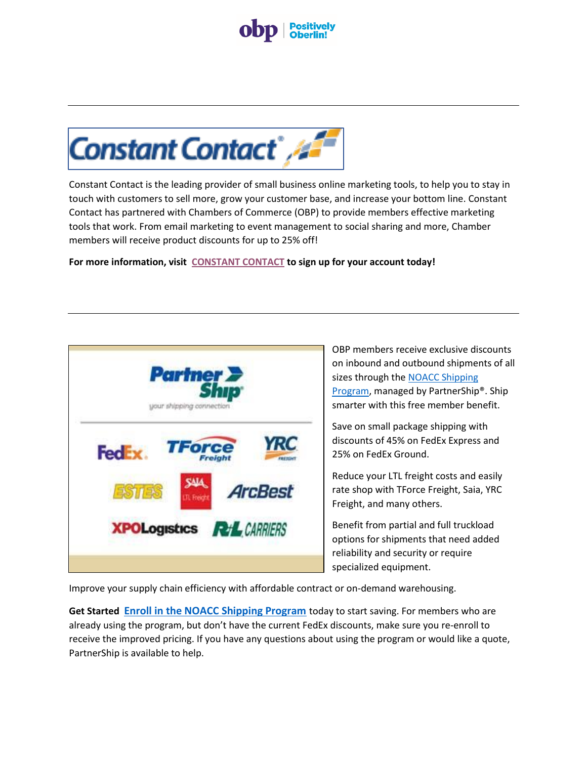---

Constant Contact is the leading provider of small business online marketing tools, to help you to stay in touch with customers to sell more, grow your customer base, and increase your bottom line. Constant Contact has partnered with Chambers of Commerce (OBP) to provide members effective marketing tools that work. From email marketing to event management to social sharing and more, Chamber members will receive product discounts for up to 25% off!

**For more information, visit CONSTANT CONTACT to sign up for your account today!**

---

OBP members receive exclusive discounts on inbound and outbound shipments of all sizes through the NOACC Shipping Program, managed by PartnerShip®. Ship smarter with this free member benefit.

Save on small package shipping with discounts of 45% on FedEx Express and 25% on FedEx Ground.

Reduce your LTL freight costs and easily rate shop with TForce Freight, Saia, YRC Freight, and many others.

Benefit from partial and full truckload options for shipments that need added reliability and security or require specialized equipment.

Improve your supply chain efficiency with affordable contract or on-demand warehousing.

**Get Started** **Enroll in the NOACC Shipping Program** today to start saving. For members who are already using the program, but don't have the current FedEx discounts, make sure you re-enroll to receive the improved pricing. If you have any questions about using the program or would like a quote, PartnerShip is available to help.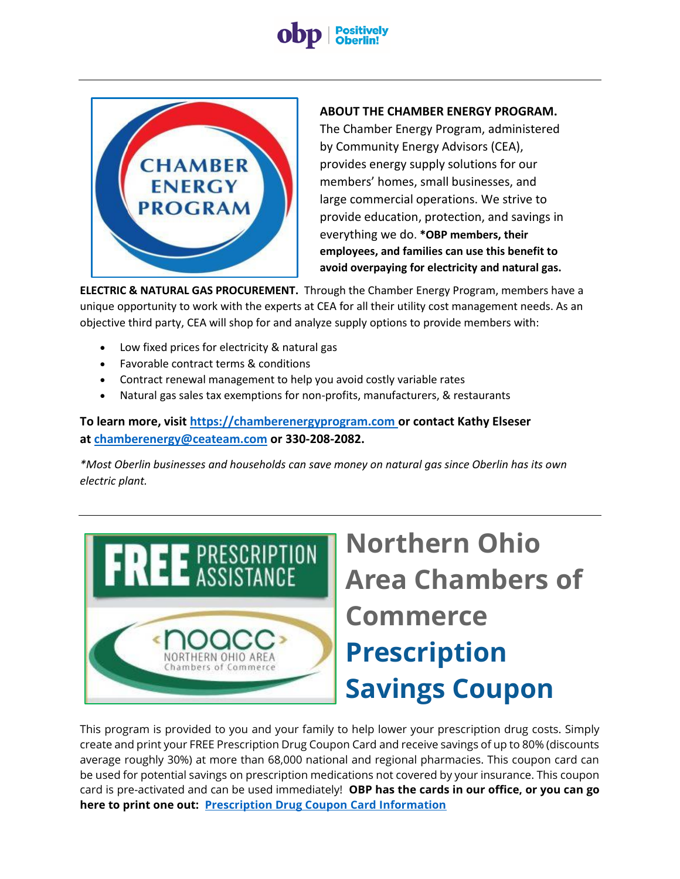**ABOUT THE CHAMBER ENERGY PROGRAM.** The Chamber Energy Program, administered by Community Energy Advisors (CEA), provides energy supply solutions for our members' homes, small businesses, and large commercial operations. We strive to provide education, protection, and savings in everything we do. ***OBP members, their employees, and families can use this benefit to avoid overpaying for electricity and natural gas.**

**ELECTRIC & NATURAL GAS PROCUREMENT.** Through the Chamber Energy Program, members have a unique opportunity to work with the experts at CEA for all their utility cost management needs. As an objective third party, CEA will shop for and analyze supply options to provide members with:

- Low fixed prices for electricity & natural gas
- Favorable contract terms & conditions
- Contract renewal management to help you avoid costly variable rates
- Natural gas sales tax exemptions for non-profits, manufacturers, & restaurants

**To learn more, visit https://chamberenergyprogram.com or contact Kathy Elseser at chamberenergy@ceateam.com or 330-208-2082.**

*\*Most Oberlin businesses and households can save money on natural gas since Oberlin has its own electric plant.*

---

# Northern Ohio Area Chambers of Commerce Prescription Savings Coupon

This program is provided to you and your family to help lower your prescription drug costs. Simply create and print your FREE Prescription Drug Coupon Card and receive savings of up to 80% (discounts average roughly 30%) at more than 68,000 national and regional pharmacies. This coupon card can be used for potential savings on prescription medications not covered by your insurance. This coupon card is pre-activated and can be used immediately! **OBP has the cards in our office, or you can go here to print one out: Prescription Drug Coupon Card Information**